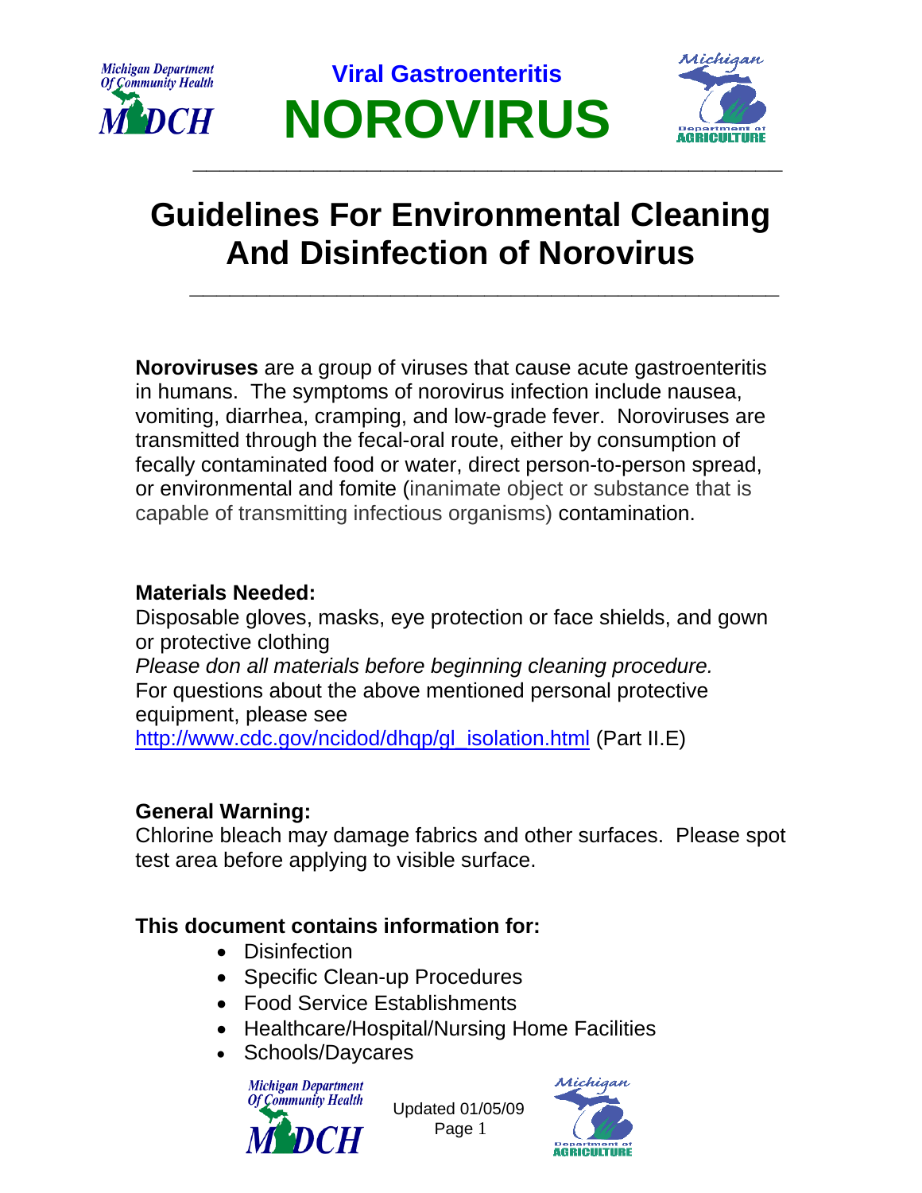Viral Gastroenteritis

# NOROVIRUS

# Guidelines For Environmental Cleaning And Disinfection of Norovirus

**Noroviruses** are a group of viruses that cause acute gastroenteritis in humans. The symptoms of norovirus infection include nausea, vomiting, diarrhea, cramping, and low-grade fever. Noroviruses are transmitted through the fecal-oral route, either by consumption of fecally contaminated food or water, direct person-to-person spread, or environmental and fomite (inanimate object or substance that is capable of transmitting infectious organisms) contamination.

**Materials Needed:**
Disposable gloves, masks, eye protection or face shields, and gown or protective clothing
*Please don all materials before beginning cleaning procedure.*
For questions about the above mentioned personal protective equipment, please see
http://www.cdc.gov/ncidod/dhqp/gl_isolation.html (Part II.E)

**General Warning:**
Chlorine bleach may damage fabrics and other surfaces. Please spot test area before applying to visible surface.

**This document contains information for:**

- Disinfection
- Specific Clean-up Procedures
- Food Service Establishments
- Healthcare/Hospital/Nursing Home Facilities
- Schools/Daycares

Updated 01/05/09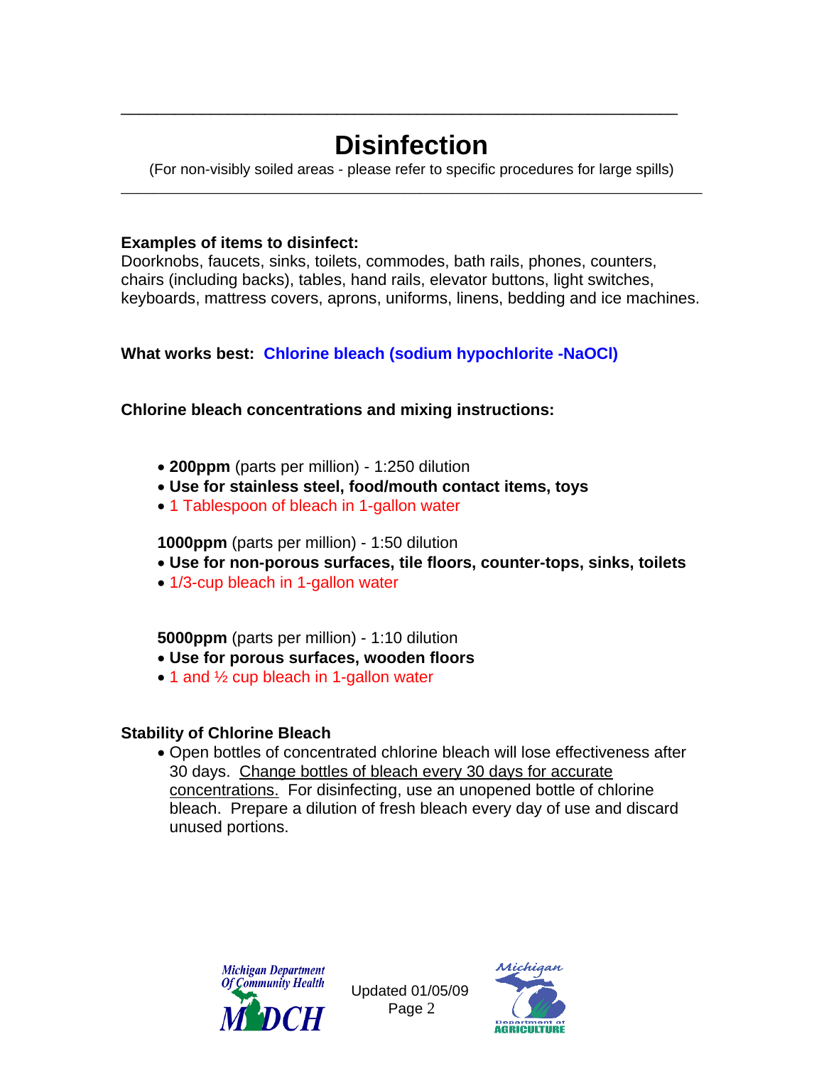# Disinfection

(For non-visibly soiled areas - please refer to specific procedures for large spills)

**Examples of items to disinfect:**
Doorknobs, faucets, sinks, toilets, commodes, bath rails, phones, counters, chairs (including backs), tables, hand rails, elevator buttons, light switches, keyboards, mattress covers, aprons, uniforms, linens, bedding and ice machines.

**What works best: Chlorine bleach (sodium hypochlorite -NaOCl)**

**Chlorine bleach concentrations and mixing instructions:**

- **200ppm** (parts per million) - 1:250 dilution
- **Use for stainless steel, food/mouth contact items, toys**
- 1 Tablespoon of bleach in 1-gallon water

**1000ppm** (parts per million) - 1:50 dilution

- **Use for non-porous surfaces, tile floors, counter-tops, sinks, toilets**
- 1/3-cup bleach in 1-gallon water

**5000ppm** (parts per million) - 1:10 dilution

- **Use for porous surfaces, wooden floors**
- 1 and ½ cup bleach in 1-gallon water

**Stability of Chlorine Bleach**

- Open bottles of concentrated chlorine bleach will lose effectiveness after 30 days. Change bottles of bleach every 30 days for accurate concentrations. For disinfecting, use an unopened bottle of chlorine bleach. Prepare a dilution of fresh bleach every day of use and discard unused portions.

Updated 01/05/09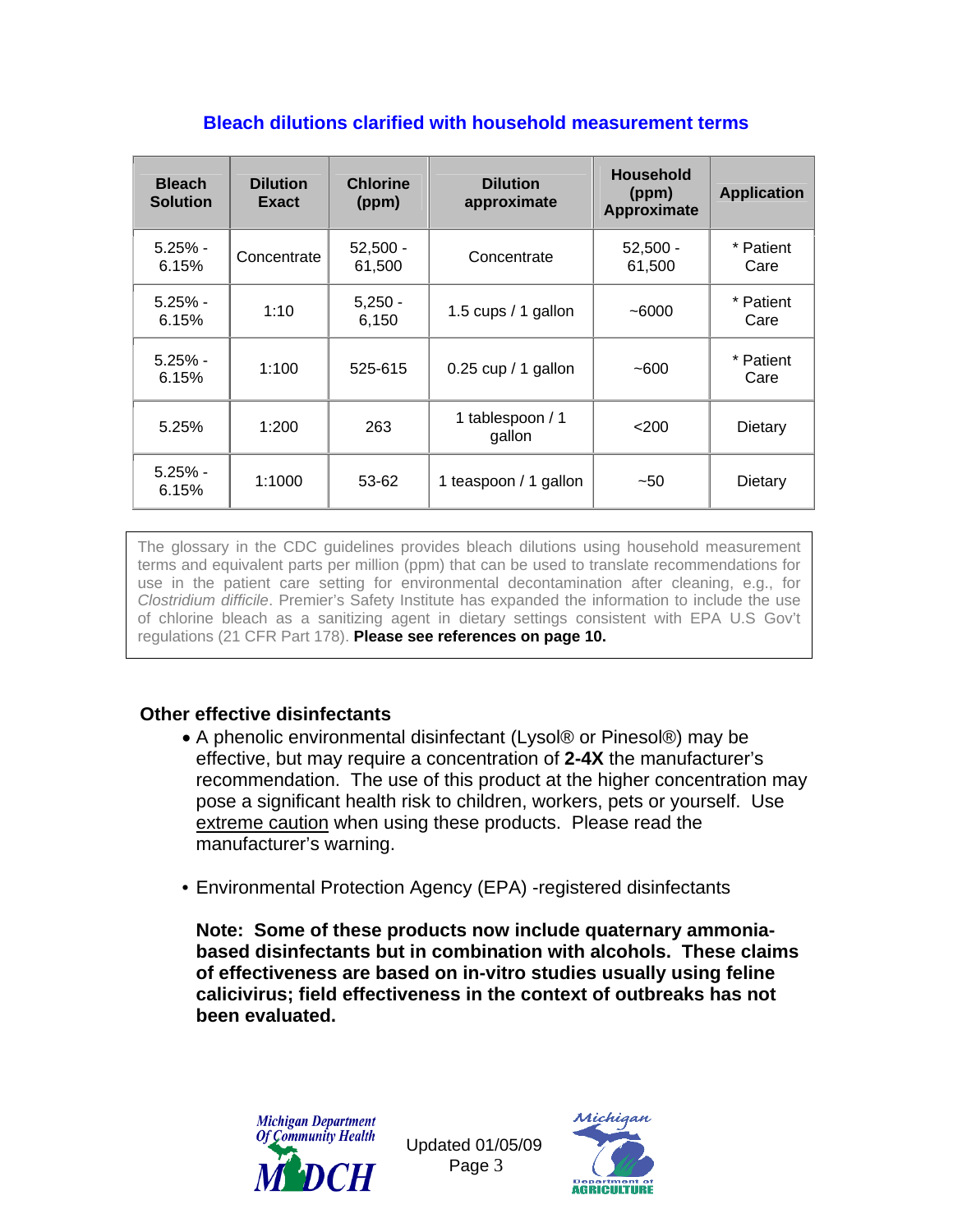## Bleach dilutions clarified with household measurement terms

| Bleach Solution | Dilution Exact | Chlorine (ppm) | Dilution approximate | Household (ppm) Approximate | Application |
|---|---|---|---|---|---|
| 5.25% - 6.15% | Concentrate | 52,500 - 61,500 | Concentrate | 52,500 - 61,500 | * Patient Care |
| 5.25% - 6.15% | 1:10 | 5,250 - 6,150 | 1.5 cups / 1 gallon | ~6000 | * Patient Care |
| 5.25% - 6.15% | 1:100 | 525-615 | 0.25 cup / 1 gallon | ~600 | * Patient Care |
| 5.25% | 1:200 | 263 | 1 tablespoon / 1 gallon | <200 | Dietary |
| 5.25% - 6.15% | 1:1000 | 53-62 | 1 teaspoon / 1 gallon | ~50 | Dietary |

The glossary in the CDC guidelines provides bleach dilutions using household measurement terms and equivalent parts per million (ppm) that can be used to translate recommendations for use in the patient care setting for environmental decontamination after cleaning, e.g., for *Clostridium difficile*. Premier's Safety Institute has expanded the information to include the use of chlorine bleach as a sanitizing agent in dietary settings consistent with EPA U.S Gov't regulations (21 CFR Part 178). **Please see references on page 10.**

### Other effective disinfectants

- A phenolic environmental disinfectant (Lysol® or Pinesol®) may be effective, but may require a concentration of **2-4X** the manufacturer's recommendation. The use of this product at the higher concentration may pose a significant health risk to children, workers, pets or yourself. Use extreme caution when using these products. Please read the manufacturer's warning.

- Environmental Protection Agency (EPA) -registered disinfectants

  **Note: Some of these products now include quaternary ammonia-based disinfectants but in combination with alcohols. These claims of effectiveness are based on in-vitro studies usually using feline calicivirus; field effectiveness in the context of outbreaks has not been evaluated.**

Updated 01/05/09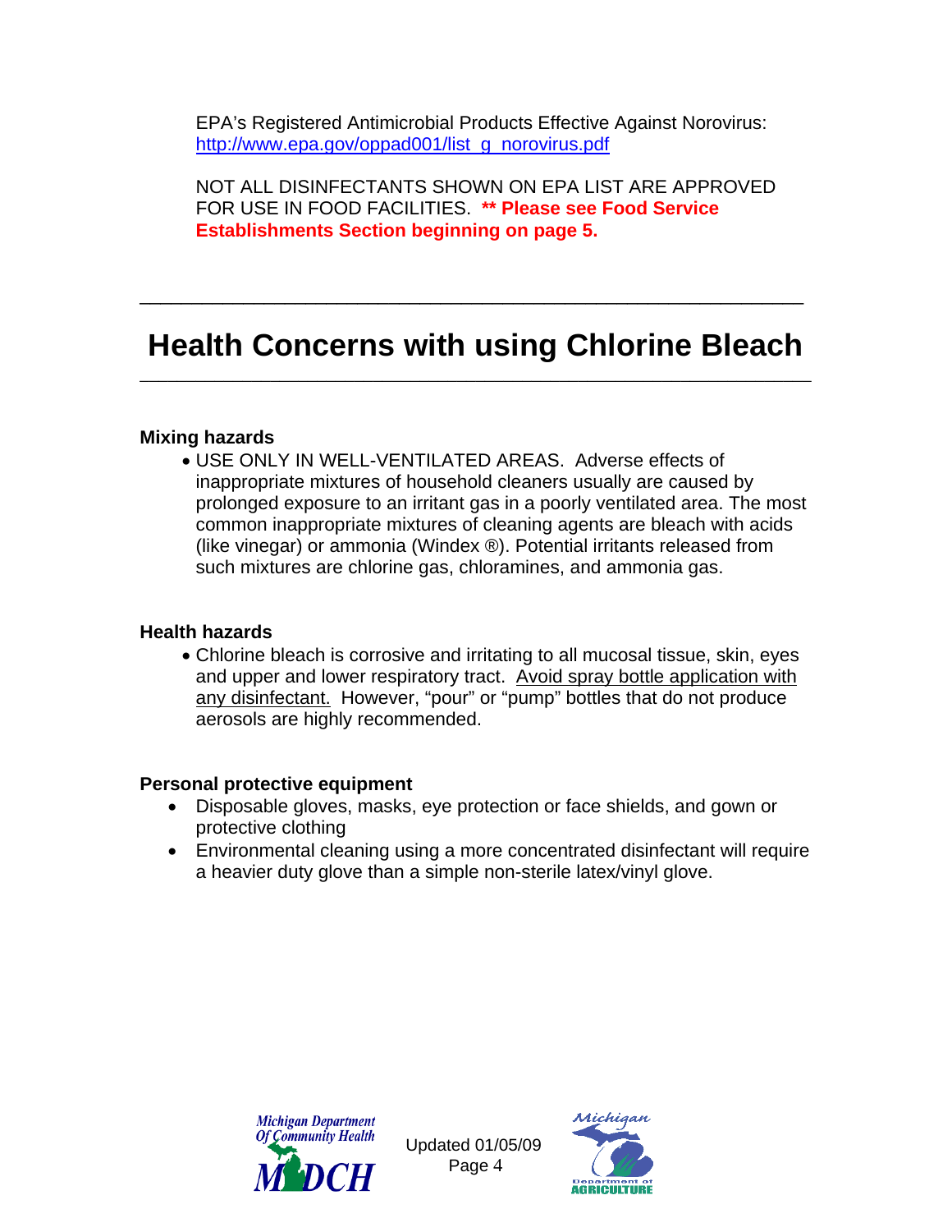EPA's Registered Antimicrobial Products Effective Against Norovirus: [http://www.epa.gov/oppad001/list_g_norovirus.pdf](http://www.epa.gov/oppad001/list_g_norovirus.pdf)

NOT ALL DISINFECTANTS SHOWN ON EPA LIST ARE APPROVED FOR USE IN FOOD FACILITIES. **\*\* Please see Food Service Establishments Section beginning on page 5.**

---

# Health Concerns with using Chlorine Bleach

---

### Mixing hazards

- USE ONLY IN WELL-VENTILATED AREAS. Adverse effects of inappropriate mixtures of household cleaners usually are caused by prolonged exposure to an irritant gas in a poorly ventilated area. The most common inappropriate mixtures of cleaning agents are bleach with acids (like vinegar) or ammonia (Windex ®). Potential irritants released from such mixtures are chlorine gas, chloramines, and ammonia gas.

### Health hazards

- Chlorine bleach is corrosive and irritating to all mucosal tissue, skin, eyes and upper and lower respiratory tract. <u>Avoid spray bottle application with any disinfectant.</u> However, "pour" or "pump" bottles that do not produce aerosols are highly recommended.

### Personal protective equipment

- Disposable gloves, masks, eye protection or face shields, and gown or protective clothing
- Environmental cleaning using a more concentrated disinfectant will require a heavier duty glove than a simple non-sterile latex/vinyl glove.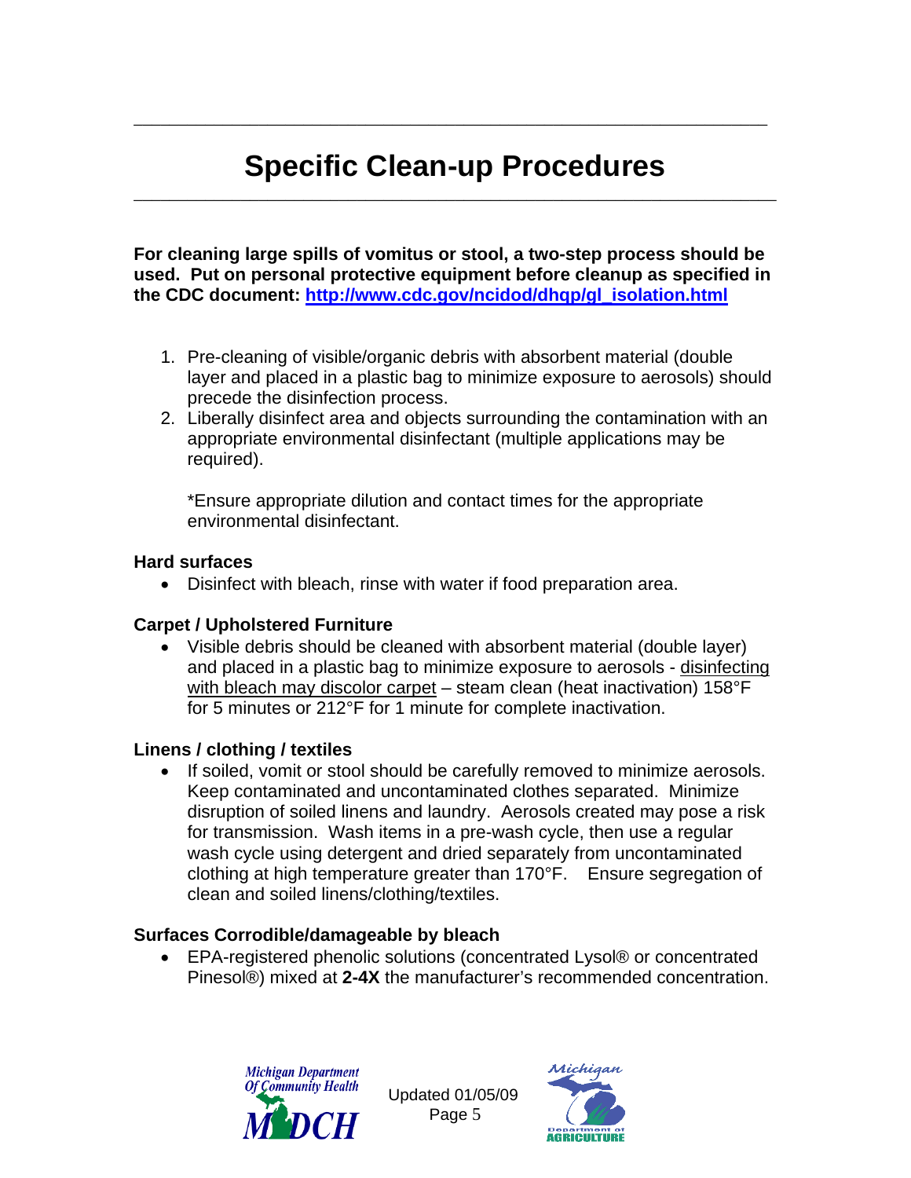# Specific Clean-up Procedures

**For cleaning large spills of vomitus or stool, a two-step process should be used. Put on personal protective equipment before cleanup as specified in the CDC document: [http://www.cdc.gov/ncidod/dhqp/gl_isolation.html](http://www.cdc.gov/ncidod/dhqp/gl_isolation.html)**

1. Pre-cleaning of visible/organic debris with absorbent material (double layer and placed in a plastic bag to minimize exposure to aerosols) should precede the disinfection process.
2. Liberally disinfect area and objects surrounding the contamination with an appropriate environmental disinfectant (multiple applications may be required).

   *Ensure appropriate dilution and contact times for the appropriate environmental disinfectant.

### Hard surfaces

- Disinfect with bleach, rinse with water if food preparation area.

### Carpet / Upholstered Furniture

- Visible debris should be cleaned with absorbent material (double layer) and placed in a plastic bag to minimize exposure to aerosols - <u>disinfecting with bleach may discolor carpet</u> – steam clean (heat inactivation) 158°F for 5 minutes or 212°F for 1 minute for complete inactivation.

### Linens / clothing / textiles

- If soiled, vomit or stool should be carefully removed to minimize aerosols. Keep contaminated and uncontaminated clothes separated. Minimize disruption of soiled linens and laundry. Aerosols created may pose a risk for transmission. Wash items in a pre-wash cycle, then use a regular wash cycle using detergent and dried separately from uncontaminated clothing at high temperature greater than 170°F. Ensure segregation of clean and soiled linens/clothing/textiles.

### Surfaces Corrodible/damageable by bleach

- EPA-registered phenolic solutions (concentrated Lysol® or concentrated Pinesol®) mixed at **2-4X** the manufacturer's recommended concentration.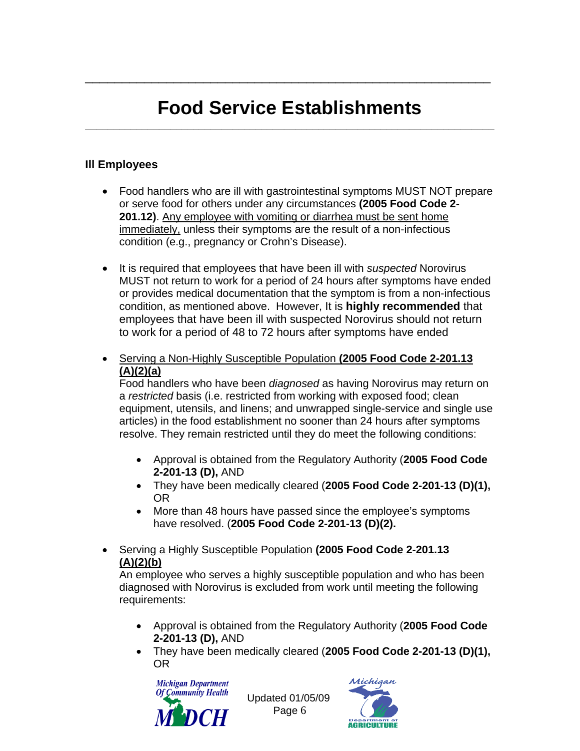# Food Service Establishments

### Ill Employees

- Food handlers who are ill with gastrointestinal symptoms MUST NOT prepare or serve food for others under any circumstances **(2005 Food Code 2-201.12)**. <u>Any employee with vomiting or diarrhea must be sent home immediately,</u> unless their symptoms are the result of a non-infectious condition (e.g., pregnancy or Crohn's Disease).

- It is required that employees that have been ill with *suspected* Norovirus MUST not return to work for a period of 24 hours after symptoms have ended or provides medical documentation that the symptom is from a non-infectious condition, as mentioned above. However, It is **highly recommended** that employees that have been ill with suspected Norovirus should not return to work for a period of 48 to 72 hours after symptoms have ended

- <u>Serving a Non-Highly Susceptible Population **(2005 Food Code 2-201.13 (A)(2)(a)**</u>
  Food handlers who have been *diagnosed* as having Norovirus may return on a *restricted* basis (i.e. restricted from working with exposed food; clean equipment, utensils, and linens; and unwrapped single-service and single use articles) in the food establishment no sooner than 24 hours after symptoms resolve. They remain restricted until they do meet the following conditions:

  - Approval is obtained from the Regulatory Authority (**2005 Food Code 2-201-13 (D),** AND
  - They have been medically cleared (**2005 Food Code 2-201-13 (D)(1),** OR
  - More than 48 hours have passed since the employee's symptoms have resolved. (**2005 Food Code 2-201-13 (D)(2).**

- <u>Serving a Highly Susceptible Population **(2005 Food Code 2-201.13 (A)(2)(b)**</u>
  An employee who serves a highly susceptible population and who has been diagnosed with Norovirus is excluded from work until meeting the following requirements:

  - Approval is obtained from the Regulatory Authority (**2005 Food Code 2-201-13 (D),** AND
  - They have been medically cleared (**2005 Food Code 2-201-13 (D)(1),** OR

Updated 01/05/09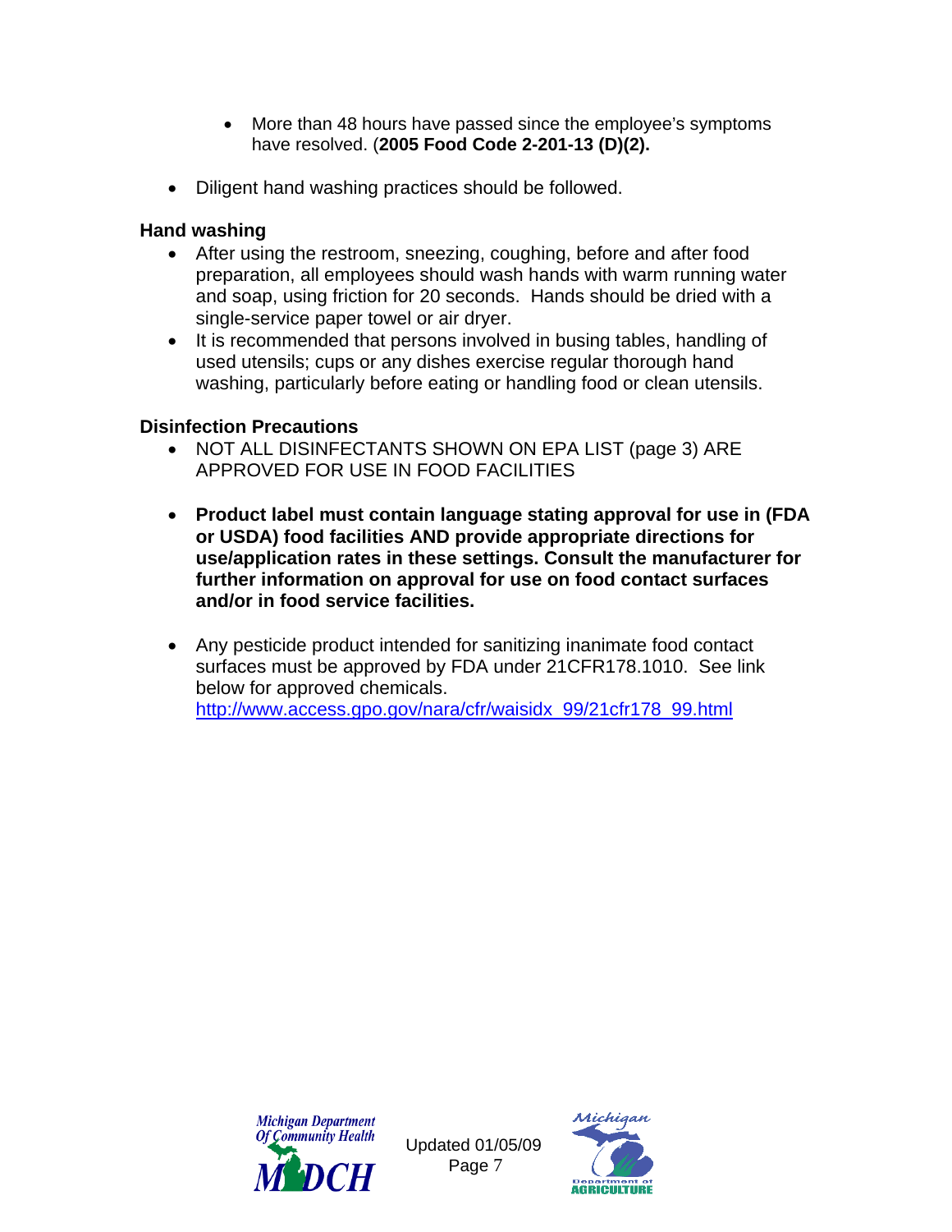- More than 48 hours have passed since the employee's symptoms have resolved. (**2005 Food Code 2-201-13 (D)(2).**

- Diligent hand washing practices should be followed.

### Hand washing

- After using the restroom, sneezing, coughing, before and after food preparation, all employees should wash hands with warm running water and soap, using friction for 20 seconds. Hands should be dried with a single-service paper towel or air dryer.
- It is recommended that persons involved in busing tables, handling of used utensils; cups or any dishes exercise regular thorough hand washing, particularly before eating or handling food or clean utensils.

### Disinfection Precautions

- NOT ALL DISINFECTANTS SHOWN ON EPA LIST (page 3) ARE APPROVED FOR USE IN FOOD FACILITIES

- **Product label must contain language stating approval for use in (FDA or USDA) food facilities AND provide appropriate directions for use/application rates in these settings. Consult the manufacturer for further information on approval for use on food contact surfaces and/or in food service facilities.**

- Any pesticide product intended for sanitizing inanimate food contact surfaces must be approved by FDA under 21CFR178.1010. See link below for approved chemicals. http://www.access.gpo.gov/nara/cfr/waisidx_99/21cfr178_99.html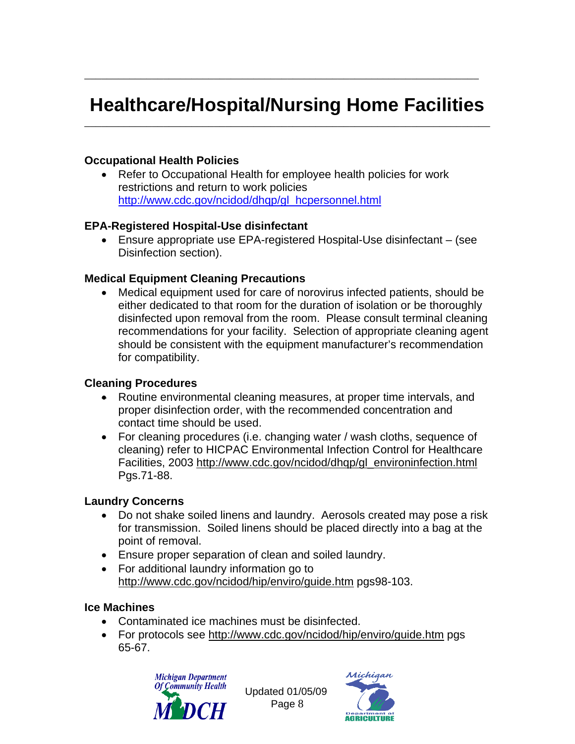# Healthcare/Hospital/Nursing Home Facilities

**Occupational Health Policies**

- Refer to Occupational Health for employee health policies for work restrictions and return to work policies http://www.cdc.gov/ncidod/dhqp/gl_hcpersonnel.html

**EPA-Registered Hospital-Use disinfectant**

- Ensure appropriate use EPA-registered Hospital-Use disinfectant – (see Disinfection section).

**Medical Equipment Cleaning Precautions**

- Medical equipment used for care of norovirus infected patients, should be either dedicated to that room for the duration of isolation or be thoroughly disinfected upon removal from the room. Please consult terminal cleaning recommendations for your facility. Selection of appropriate cleaning agent should be consistent with the equipment manufacturer's recommendation for compatibility.

**Cleaning Procedures**

- Routine environmental cleaning measures, at proper time intervals, and proper disinfection order, with the recommended concentration and contact time should be used.
- For cleaning procedures (i.e. changing water / wash cloths, sequence of cleaning) refer to HICPAC Environmental Infection Control for Healthcare Facilities, 2003 http://www.cdc.gov/ncidod/dhqp/gl_environinfection.html Pgs.71-88.

**Laundry Concerns**

- Do not shake soiled linens and laundry. Aerosols created may pose a risk for transmission. Soiled linens should be placed directly into a bag at the point of removal.
- Ensure proper separation of clean and soiled laundry.
- For additional laundry information go to http://www.cdc.gov/ncidod/hip/enviro/guide.htm pgs98-103.

**Ice Machines**

- Contaminated ice machines must be disinfected.
- For protocols see http://www.cdc.gov/ncidod/hip/enviro/guide.htm pgs 65-67.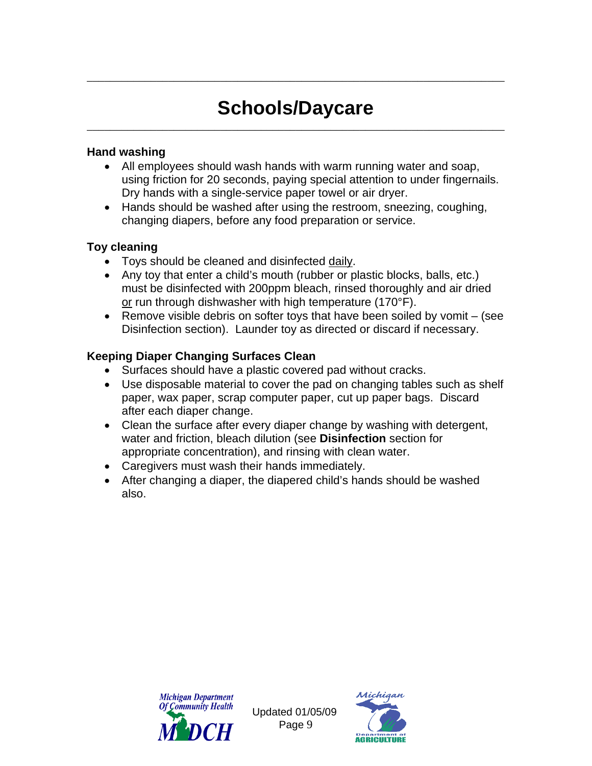# Schools/Daycare

### Hand washing

- All employees should wash hands with warm running water and soap, using friction for 20 seconds, paying special attention to under fingernails. Dry hands with a single-service paper towel or air dryer.
- Hands should be washed after using the restroom, sneezing, coughing, changing diapers, before any food preparation or service.

### Toy cleaning

- Toys should be cleaned and disinfected daily.
- Any toy that enter a child's mouth (rubber or plastic blocks, balls, etc.) must be disinfected with 200ppm bleach, rinsed thoroughly and air dried or run through dishwasher with high temperature (170°F).
- Remove visible debris on softer toys that have been soiled by vomit – (see Disinfection section). Launder toy as directed or discard if necessary.

### Keeping Diaper Changing Surfaces Clean

- Surfaces should have a plastic covered pad without cracks.
- Use disposable material to cover the pad on changing tables such as shelf paper, wax paper, scrap computer paper, cut up paper bags. Discard after each diaper change.
- Clean the surface after every diaper change by washing with detergent, water and friction, bleach dilution (see **Disinfection** section for appropriate concentration), and rinsing with clean water.
- Caregivers must wash their hands immediately.
- After changing a diaper, the diapered child's hands should be washed also.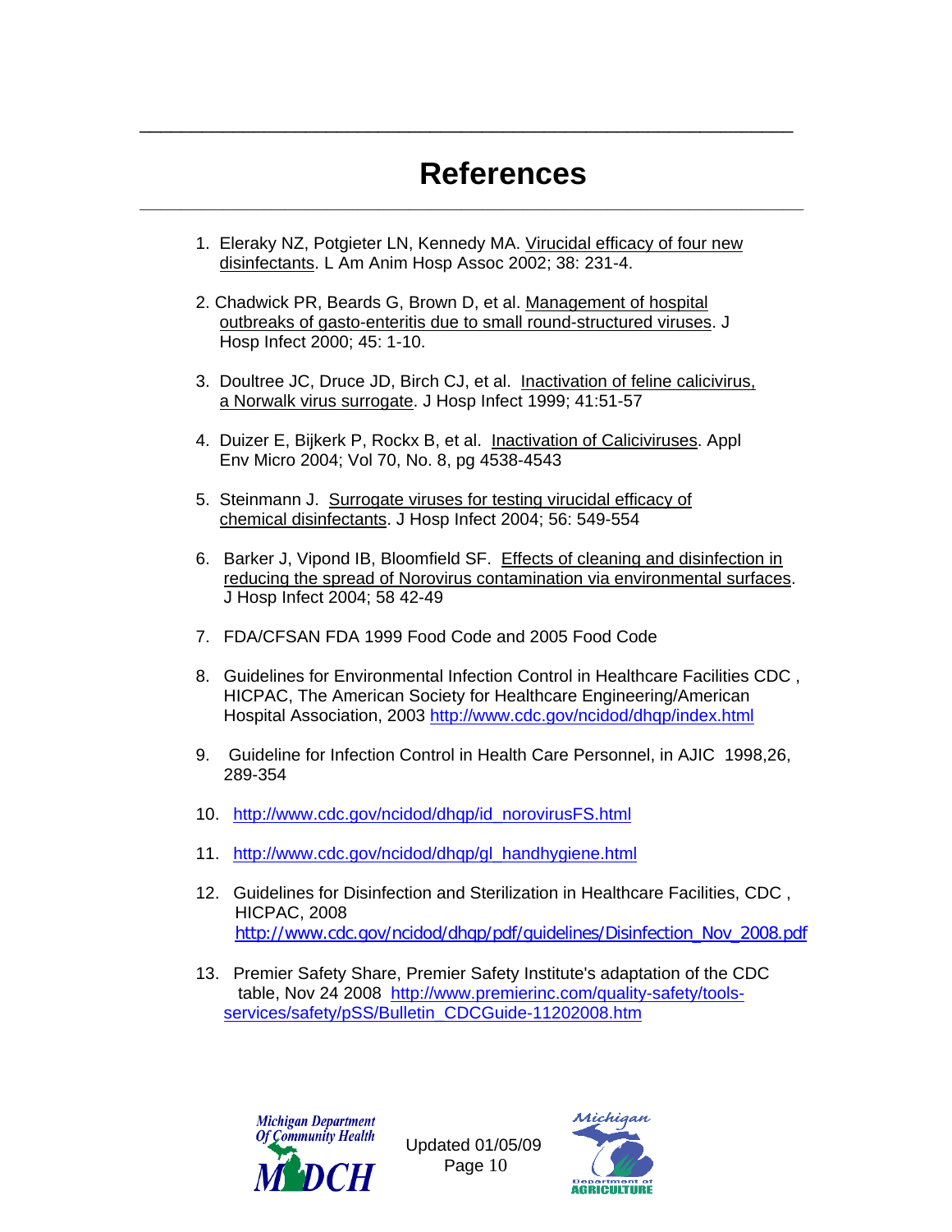# References

1. Eleraky NZ, Potgieter LN, Kennedy MA. Virucidal efficacy of four new disinfectants. L Am Anim Hosp Assoc 2002; 38: 231-4.

2. Chadwick PR, Beards G, Brown D, et al. Management of hospital outbreaks of gasto-enteritis due to small round-structured viruses. J Hosp Infect 2000; 45: 1-10.

3. Doultree JC, Druce JD, Birch CJ, et al. Inactivation of feline calicivirus, a Norwalk virus surrogate. J Hosp Infect 1999; 41:51-57

4. Duizer E, Bijkerk P, Rockx B, et al. Inactivation of Caliciviruses. Appl Env Micro 2004; Vol 70, No. 8, pg 4538-4543

5. Steinmann J. Surrogate viruses for testing virucidal efficacy of chemical disinfectants. J Hosp Infect 2004; 56: 549-554

6. Barker J, Vipond IB, Bloomfield SF. Effects of cleaning and disinfection in reducing the spread of Norovirus contamination via environmental surfaces. J Hosp Infect 2004; 58 42-49

7. FDA/CFSAN FDA 1999 Food Code and 2005 Food Code

8. Guidelines for Environmental Infection Control in Healthcare Facilities CDC , HICPAC, The American Society for Healthcare Engineering/American Hospital Association, 2003 http://www.cdc.gov/ncidod/dhqp/index.html

9. Guideline for Infection Control in Health Care Personnel, in AJIC 1998,26, 289-354

10. http://www.cdc.gov/ncidod/dhqp/id_norovirusFS.html

11. http://www.cdc.gov/ncidod/dhqp/gl_handhygiene.html

12. Guidelines for Disinfection and Sterilization in Healthcare Facilities, CDC , HICPAC, 2008 http://www.cdc.gov/ncidod/dhqp/pdf/guidelines/Disinfection_Nov_2008.pdf

13. Premier Safety Share, Premier Safety Institute's adaptation of the CDC table, Nov 24 2008 http://www.premierinc.com/quality-safety/tools-services/safety/pSS/Bulletin_CDCGuide-11202008.htm

Updated 01/05/09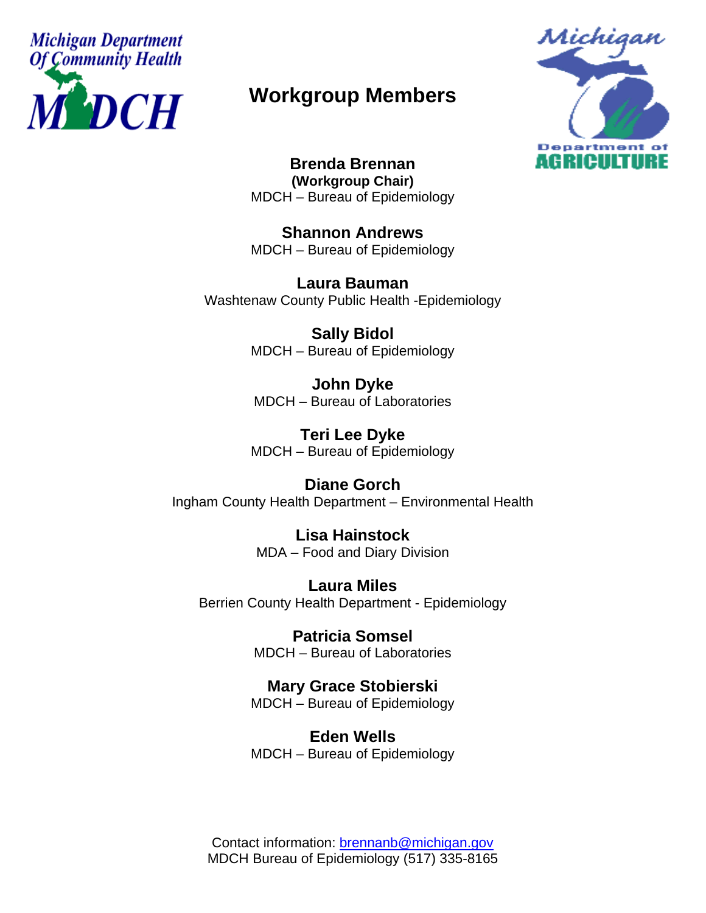# Workgroup Members

**Brenda Brennan**
**(Workgroup Chair)**
MDCH – Bureau of Epidemiology

**Shannon Andrews**
MDCH – Bureau of Epidemiology

**Laura Bauman**
Washtenaw County Public Health -Epidemiology

**Sally Bidol**
MDCH – Bureau of Epidemiology

**John Dyke**
MDCH – Bureau of Laboratories

**Teri Lee Dyke**
MDCH – Bureau of Epidemiology

**Diane Gorch**
Ingham County Health Department – Environmental Health

**Lisa Hainstock**
MDA – Food and Diary Division

**Laura Miles**
Berrien County Health Department - Epidemiology

**Patricia Somsel**
MDCH – Bureau of Laboratories

**Mary Grace Stobierski**
MDCH – Bureau of Epidemiology

**Eden Wells**
MDCH – Bureau of Epidemiology

Contact information: brennanb@michigan.gov
MDCH Bureau of Epidemiology (517) 335-8165